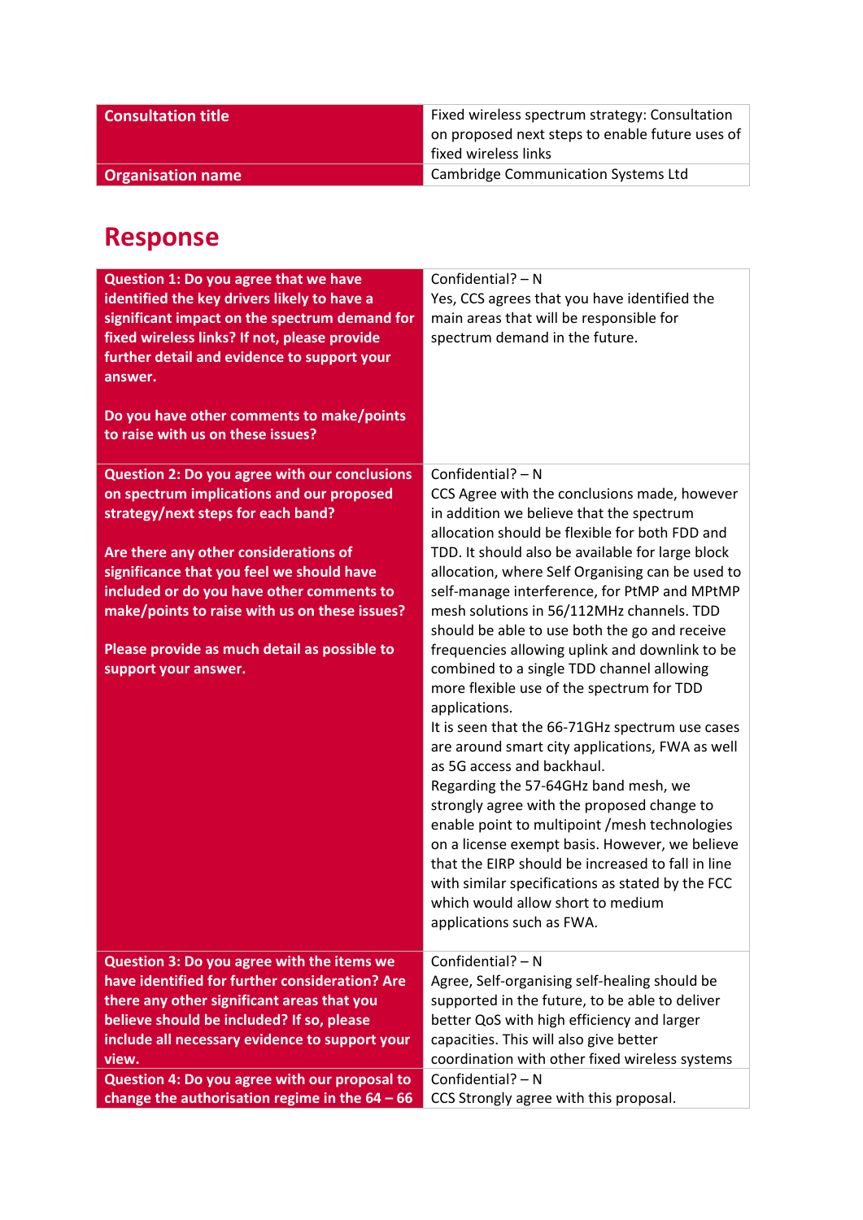| Consultation title | Fixed wireless spectrum strategy: Consultation on proposed next steps to enable future uses of fixed wireless links |
|---|---|
| **Organisation name** | Cambridge Communication Systems Ltd |

# Response

| Question | Response |
|---|---|
| **Question 1: Do you agree that we have identified the key drivers likely to have a significant impact on the spectrum demand for fixed wireless links? If not, please provide further detail and evidence to support your answer.**<br><br>**Do you have other comments to make/points to raise with us on these issues?** | Confidential? – N<br>Yes, CCS agrees that you have identified the main areas that will be responsible for spectrum demand in the future. |
| **Question 2: Do you agree with our conclusions on spectrum implications and our proposed strategy/next steps for each band?**<br><br>**Are there any other considerations of significance that you feel we should have included or do you have other comments to make/points to raise with us on these issues?**<br><br>**Please provide as much detail as possible to support your answer.** | Confidential? – N<br>CCS Agree with the conclusions made, however in addition we believe that the spectrum allocation should be flexible for both FDD and TDD. It should also be available for large block allocation, where Self Organising can be used to self-manage interference, for PtMP and MPtMP mesh solutions in 56/112MHz channels. TDD should be able to use both the go and receive frequencies allowing uplink and downlink to be combined to a single TDD channel allowing more flexible use of the spectrum for TDD applications.<br>It is seen that the 66-71GHz spectrum use cases are around smart city applications, FWA as well as 5G access and backhaul.<br>Regarding the 57-64GHz band mesh, we strongly agree with the proposed change to enable point to multipoint /mesh technologies on a license exempt basis. However, we believe that the EIRP should be increased to fall in line with similar specifications as stated by the FCC which would allow short to medium applications such as FWA. |
| **Question 3: Do you agree with the items we have identified for further consideration? Are there any other significant areas that you believe should be included? If so, please include all necessary evidence to support your view.** | Confidential? – N<br>Agree, Self-organising self-healing should be supported in the future, to be able to deliver better QoS with high efficiency and larger capacities. This will also give better coordination with other fixed wireless systems |
| **Question 4: Do you agree with our proposal to change the authorisation regime in the 64 – 66** | Confidential? – N<br>CCS Strongly agree with this proposal. |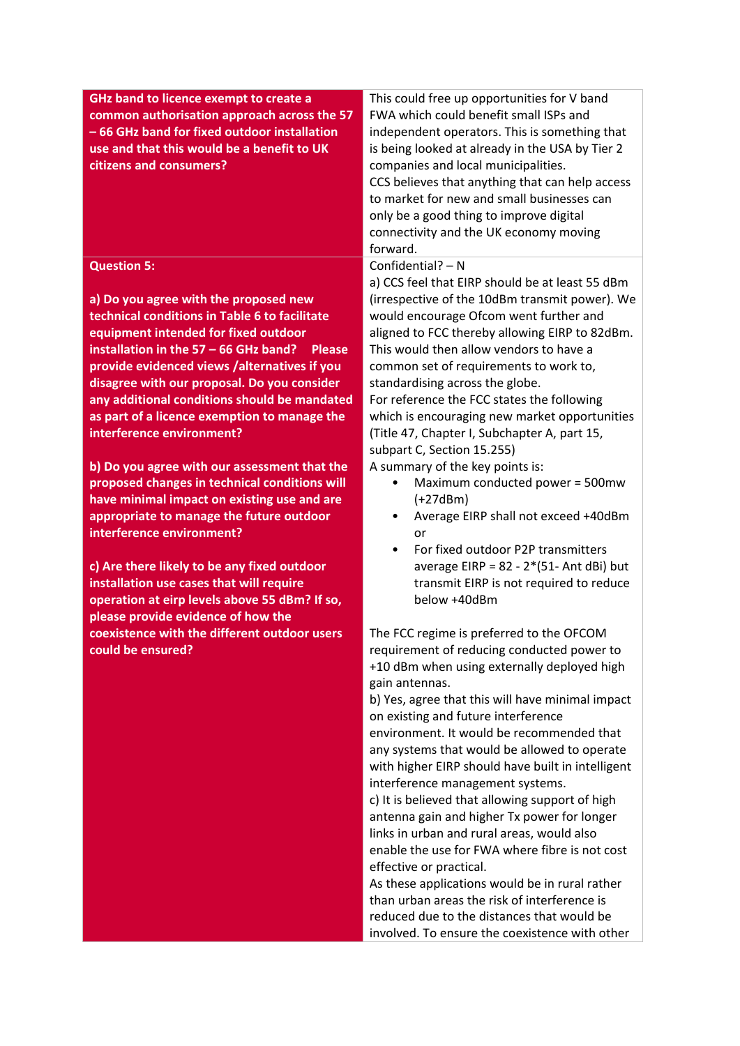| | |
|---|---|
| **GHz band to licence exempt to create a common authorisation approach across the 57 – 66 GHz band for fixed outdoor installation use and that this would be a benefit to UK citizens and consumers?** | This could free up opportunities for V band FWA which could benefit small ISPs and independent operators. This is something that is being looked at already in the USA by Tier 2 companies and local municipalities.<br>CCS believes that anything that can help access to market for new and small businesses can only be a good thing to improve digital connectivity and the UK economy moving forward. |
| **Question 5:**<br><br>**a) Do you agree with the proposed new technical conditions in Table 6 to facilitate equipment intended for fixed outdoor installation in the 57 – 66 GHz band? Please provide evidenced views /alternatives if you disagree with our proposal. Do you consider any additional conditions should be mandated as part of a licence exemption to manage the interference environment?**<br><br>**b) Do you agree with our assessment that the proposed changes in technical conditions will have minimal impact on existing use and are appropriate to manage the future outdoor interference environment?**<br><br>**c) Are there likely to be any fixed outdoor installation use cases that will require operation at eirp levels above 55 dBm? If so, please provide evidence of how the coexistence with the different outdoor users could be ensured?** | Confidential? – N<br>a) CCS feel that EIRP should be at least 55 dBm (irrespective of the 10dBm transmit power). We would encourage Ofcom went further and aligned to FCC thereby allowing EIRP to 82dBm. This would then allow vendors to have a common set of requirements to work to, standardising across the globe.<br>For reference the FCC states the following which is encouraging new market opportunities (Title 47, Chapter I, Subchapter A, part 15, subpart C, Section 15.255)<br>A summary of the key points is:<br>• Maximum conducted power = 500mw (+27dBm)<br>• Average EIRP shall not exceed +40dBm or<br>• For fixed outdoor P2P transmitters average EIRP = 82 - 2*(51- Ant dBi) but transmit EIRP is not required to reduce below +40dBm<br><br>The FCC regime is preferred to the OFCOM requirement of reducing conducted power to +10 dBm when using externally deployed high gain antennas.<br>b) Yes, agree that this will have minimal impact on existing and future interference environment. It would be recommended that any systems that would be allowed to operate with higher EIRP should have built in intelligent interference management systems.<br>c) It is believed that allowing support of high antenna gain and higher Tx power for longer links in urban and rural areas, would also enable the use for FWA where fibre is not cost effective or practical.<br>As these applications would be in rural rather than urban areas the risk of interference is reduced due to the distances that would be involved. To ensure the coexistence with other |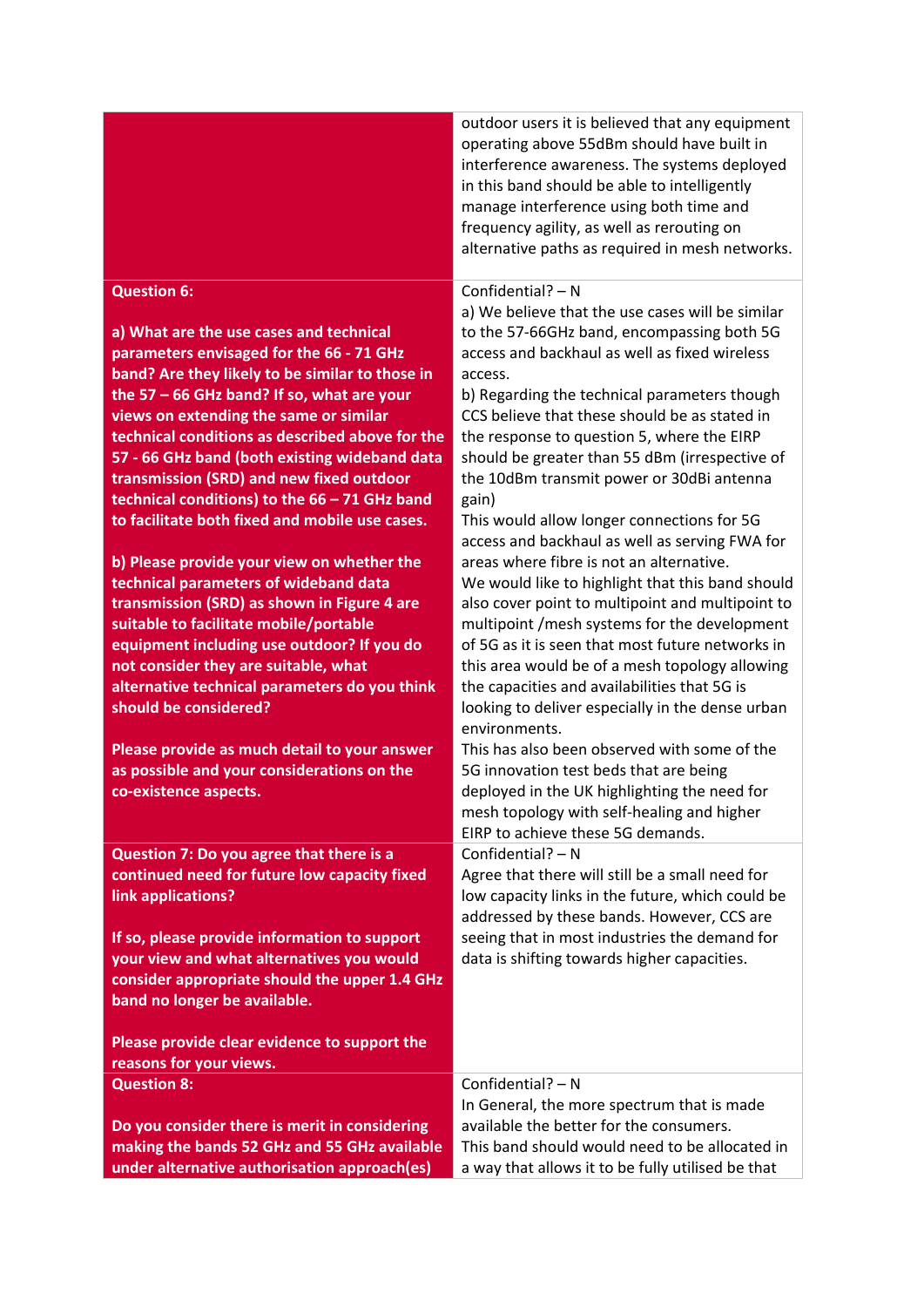| | |
|---|---|
| | outdoor users it is believed that any equipment operating above 55dBm should have built in interference awareness. The systems deployed in this band should be able to intelligently manage interference using both time and frequency agility, as well as rerouting on alternative paths as required in mesh networks. |
| **Question 6:**<br><br>**a) What are the use cases and technical parameters envisaged for the 66 - 71 GHz band? Are they likely to be similar to those in the 57 – 66 GHz band? If so, what are your views on extending the same or similar technical conditions as described above for the 57 - 66 GHz band (both existing wideband data transmission (SRD) and new fixed outdoor technical conditions) to the 66 – 71 GHz band to facilitate both fixed and mobile use cases.**<br><br>**b) Please provide your view on whether the technical parameters of wideband data transmission (SRD) as shown in Figure 4 are suitable to facilitate mobile/portable equipment including use outdoor? If you do not consider they are suitable, what alternative technical parameters do you think should be considered?**<br><br>**Please provide as much detail to your answer as possible and your considerations on the co-existence aspects.** | Confidential? – N<br>a) We believe that the use cases will be similar to the 57-66GHz band, encompassing both 5G access and backhaul as well as fixed wireless access.<br>b) Regarding the technical parameters though CCS believe that these should be as stated in the response to question 5, where the EIRP should be greater than 55 dBm (irrespective of the 10dBm transmit power or 30dBi antenna gain)<br>This would allow longer connections for 5G access and backhaul as well as serving FWA for areas where fibre is not an alternative.<br>We would like to highlight that this band should also cover point to multipoint and multipoint to multipoint /mesh systems for the development of 5G as it is seen that most future networks in this area would be of a mesh topology allowing the capacities and availabilities that 5G is looking to deliver especially in the dense urban environments.<br>This has also been observed with some of the 5G innovation test beds that are being deployed in the UK highlighting the need for mesh topology with self-healing and higher EIRP to achieve these 5G demands. |
| **Question 7: Do you agree that there is a continued need for future low capacity fixed link applications?**<br><br>**If so, please provide information to support your view and what alternatives you would consider appropriate should the upper 1.4 GHz band no longer be available.**<br><br>**Please provide clear evidence to support the reasons for your views.** | Confidential? – N<br>Agree that there will still be a small need for low capacity links in the future, which could be addressed by these bands. However, CCS are seeing that in most industries the demand for data is shifting towards higher capacities. |
| **Question 8:**<br><br>**Do you consider there is merit in considering making the bands 52 GHz and 55 GHz available under alternative authorisation approach(es)** | Confidential? – N<br>In General, the more spectrum that is made available the better for the consumers.<br>This band should would need to be allocated in a way that allows it to be fully utilised be that |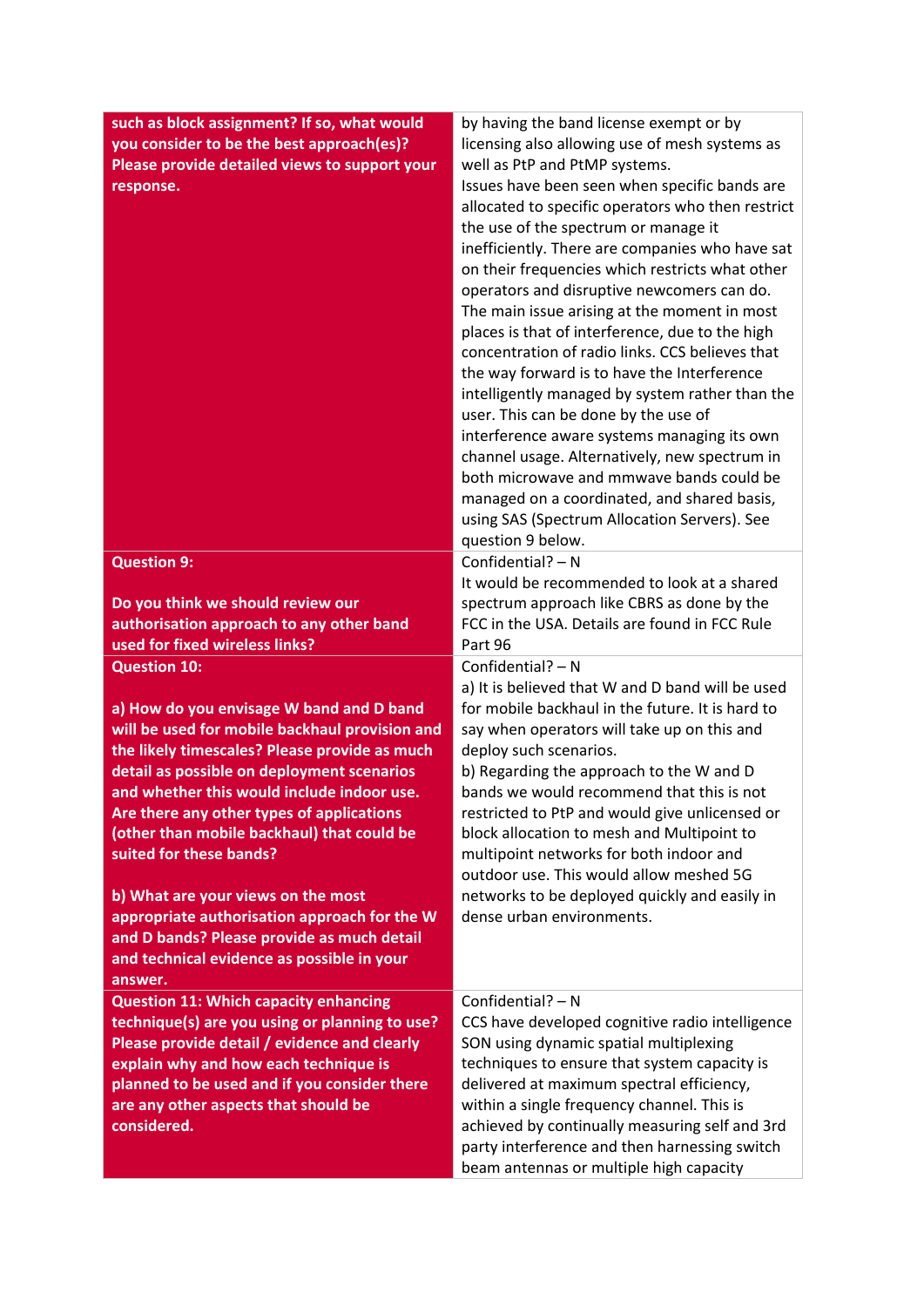| | |
|---|---|
| **such as block assignment? If so, what would you consider to be the best approach(es)? Please provide detailed views to support your response.** | by having the band license exempt or by licensing also allowing use of mesh systems as well as PtP and PtMP systems.<br>Issues have been seen when specific bands are allocated to specific operators who then restrict the use of the spectrum or manage it inefficiently. There are companies who have sat on their frequencies which restricts what other operators and disruptive newcomers can do. The main issue arising at the moment in most places is that of interference, due to the high concentration of radio links. CCS believes that the way forward is to have the Interference intelligently managed by system rather than the user. This can be done by the use of interference aware systems managing its own channel usage. Alternatively, new spectrum in both microwave and mmwave bands could be managed on a coordinated, and shared basis, using SAS (Spectrum Allocation Servers). See question 9 below. |
| **Question 9:**<br><br>**Do you think we should review our authorisation approach to any other band used for fixed wireless links?** | Confidential? – N<br>It would be recommended to look at a shared spectrum approach like CBRS as done by the FCC in the USA. Details are found in FCC Rule Part 96 |
| **Question 10:**<br><br>**a) How do you envisage W band and D band will be used for mobile backhaul provision and the likely timescales? Please provide as much detail as possible on deployment scenarios and whether this would include indoor use. Are there any other types of applications (other than mobile backhaul) that could be suited for these bands?**<br><br>**b) What are your views on the most appropriate authorisation approach for the W and D bands? Please provide as much detail and technical evidence as possible in your answer.** | Confidential? – N<br>a) It is believed that W and D band will be used for mobile backhaul in the future. It is hard to say when operators will take up on this and deploy such scenarios.<br>b) Regarding the approach to the W and D bands we would recommend that this is not restricted to PtP and would give unlicensed or block allocation to mesh and Multipoint to multipoint networks for both indoor and outdoor use. This would allow meshed 5G networks to be deployed quickly and easily in dense urban environments. |
| **Question 11: Which capacity enhancing technique(s) are you using or planning to use? Please provide detail / evidence and clearly explain why and how each technique is planned to be used and if you consider there are any other aspects that should be considered.** | Confidential? – N<br>CCS have developed cognitive radio intelligence SON using dynamic spatial multiplexing techniques to ensure that system capacity is delivered at maximum spectral efficiency, within a single frequency channel. This is achieved by continually measuring self and 3rd party interference and then harnessing switch beam antennas or multiple high capacity |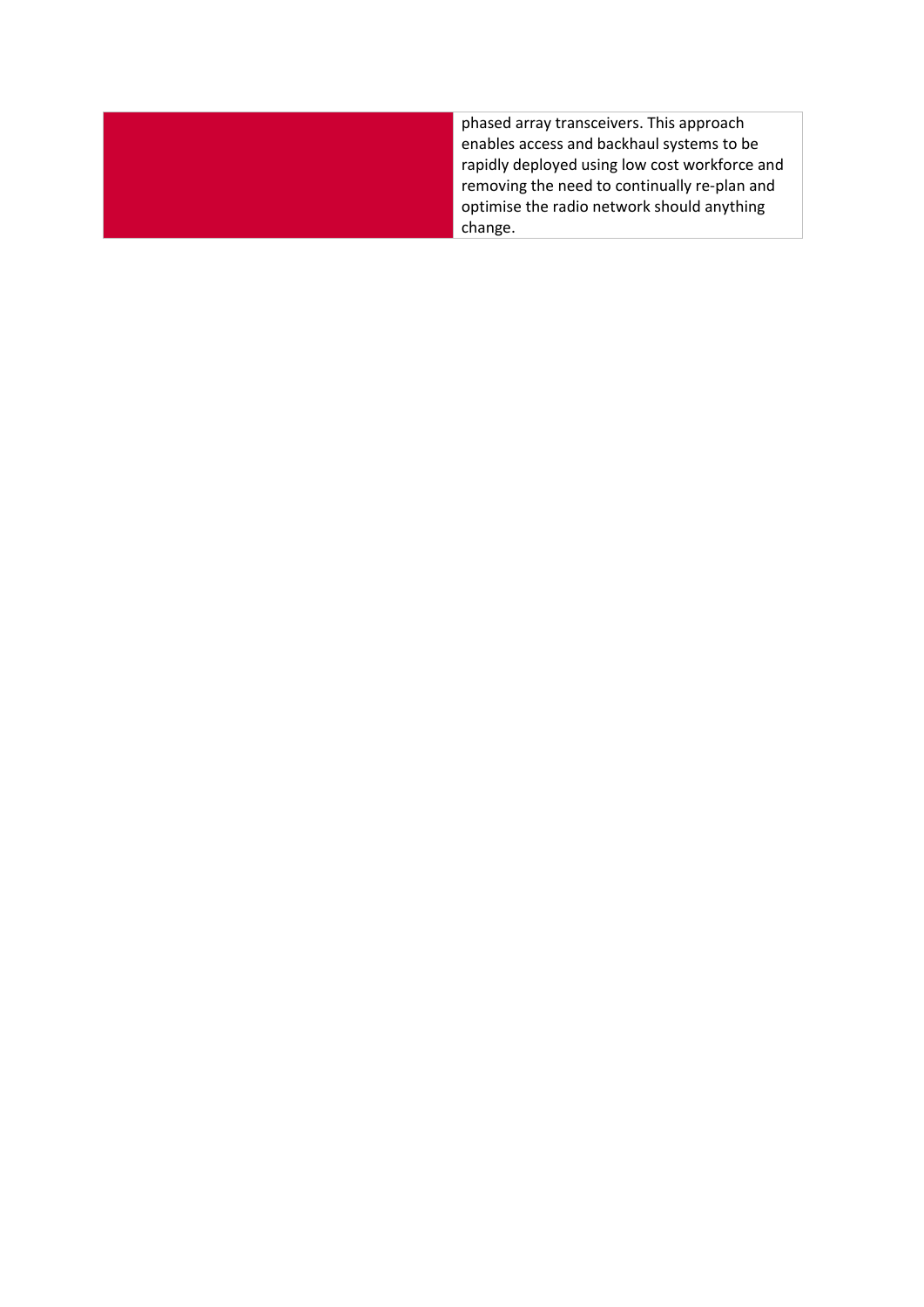| | |
|---|---|
| | phased array transceivers. This approach enables access and backhaul systems to be rapidly deployed using low cost workforce and removing the need to continually re-plan and optimise the radio network should anything change. |